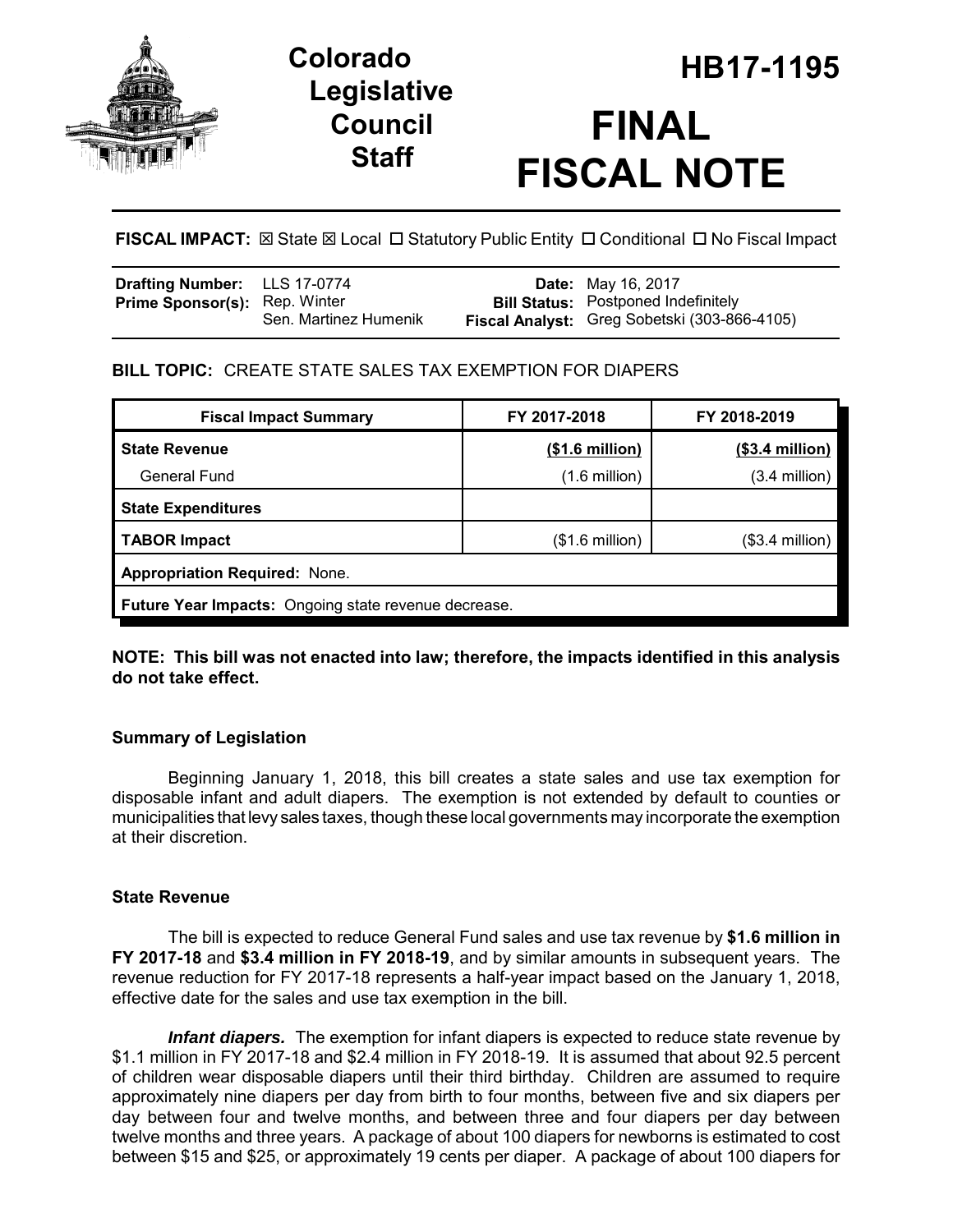# Colorado Legislative Council Staff

# HB17-1195

# FINAL FISCAL NOTE

**FISCAL IMPACT:** ☒ State ☒ Local ☐ Statutory Public Entity ☐ Conditional ☐ No Fiscal Impact

| | | | |
|---|---|---|---|
| **Drafting Number:** | LLS 17-0774 | **Date:** | May 16, 2017 |
| **Prime Sponsor(s):** | Rep. Winter<br>Sen. Martinez Humenik | **Bill Status:** | Postponed Indefinitely |
| | | **Fiscal Analyst:** | Greg Sobetski (303-866-4105) |

**BILL TOPIC:** CREATE STATE SALES TAX EXEMPTION FOR DIAPERS

| Fiscal Impact Summary | FY 2017-2018 | FY 2018-2019 |
|---|---|---|
| **State Revenue** | **($1.6 million)** | **($3.4 million)** |
| General Fund | (1.6 million) | (3.4 million) |
| **State Expenditures** | | |
| **TABOR Impact** | ($1.6 million) | ($3.4 million) |
| **Appropriation Required:** None. | | |
| **Future Year Impacts:** Ongoing state revenue decrease. | | |

**NOTE: This bill was not enacted into law; therefore, the impacts identified in this analysis do not take effect.**

### Summary of Legislation

Beginning January 1, 2018, this bill creates a state sales and use tax exemption for disposable infant and adult diapers. The exemption is not extended by default to counties or municipalities that levy sales taxes, though these local governments may incorporate the exemption at their discretion.

### State Revenue

The bill is expected to reduce General Fund sales and use tax revenue by **$1.6 million in FY 2017-18** and **$3.4 million in FY 2018-19**, and by similar amounts in subsequent years. The revenue reduction for FY 2017-18 represents a half-year impact based on the January 1, 2018, effective date for the sales and use tax exemption in the bill.

***Infant diapers.*** The exemption for infant diapers is expected to reduce state revenue by $1.1 million in FY 2017-18 and $2.4 million in FY 2018-19. It is assumed that about 92.5 percent of children wear disposable diapers until their third birthday. Children are assumed to require approximately nine diapers per day from birth to four months, between five and six diapers per day between four and twelve months, and between three and four diapers per day between twelve months and three years. A package of about 100 diapers for newborns is estimated to cost between $15 and $25, or approximately 19 cents per diaper. A package of about 100 diapers for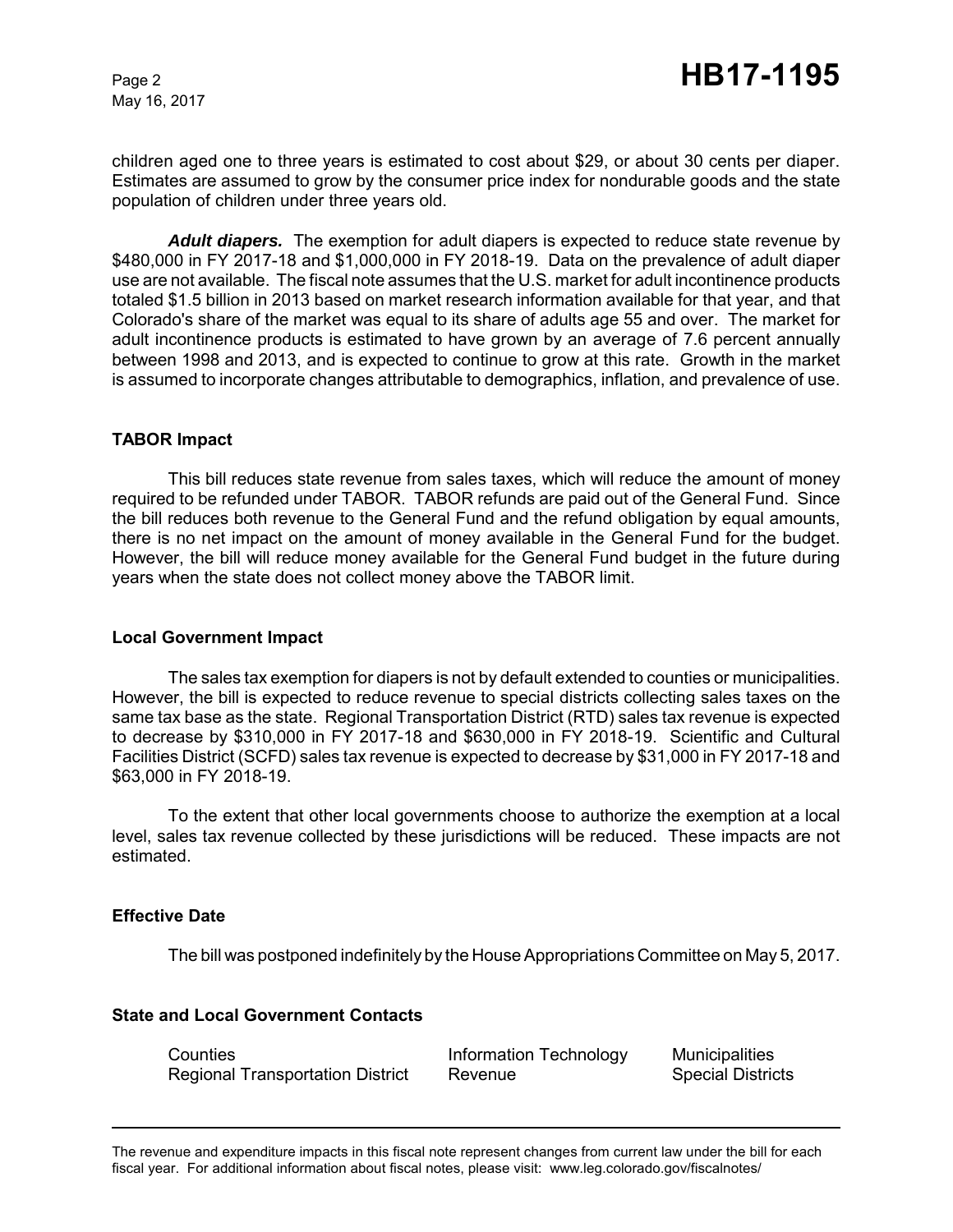children aged one to three years is estimated to cost about $29, or about 30 cents per diaper. Estimates are assumed to grow by the consumer price index for nondurable goods and the state population of children under three years old.

***Adult diapers.*** The exemption for adult diapers is expected to reduce state revenue by $480,000 in FY 2017-18 and $1,000,000 in FY 2018-19. Data on the prevalence of adult diaper use are not available. The fiscal note assumes that the U.S. market for adult incontinence products totaled $1.5 billion in 2013 based on market research information available for that year, and that Colorado's share of the market was equal to its share of adults age 55 and over. The market for adult incontinence products is estimated to have grown by an average of 7.6 percent annually between 1998 and 2013, and is expected to continue to grow at this rate. Growth in the market is assumed to incorporate changes attributable to demographics, inflation, and prevalence of use.

## TABOR Impact

This bill reduces state revenue from sales taxes, which will reduce the amount of money required to be refunded under TABOR. TABOR refunds are paid out of the General Fund. Since the bill reduces both revenue to the General Fund and the refund obligation by equal amounts, there is no net impact on the amount of money available in the General Fund for the budget. However, the bill will reduce money available for the General Fund budget in the future during years when the state does not collect money above the TABOR limit.

## Local Government Impact

The sales tax exemption for diapers is not by default extended to counties or municipalities. However, the bill is expected to reduce revenue to special districts collecting sales taxes on the same tax base as the state. Regional Transportation District (RTD) sales tax revenue is expected to decrease by $310,000 in FY 2017-18 and $630,000 in FY 2018-19. Scientific and Cultural Facilities District (SCFD) sales tax revenue is expected to decrease by $31,000 in FY 2017-18 and $63,000 in FY 2018-19.

To the extent that other local governments choose to authorize the exemption at a local level, sales tax revenue collected by these jurisdictions will be reduced. These impacts are not estimated.

## Effective Date

The bill was postponed indefinitely by the House Appropriations Committee on May 5, 2017.

## State and Local Government Contacts

| | | |
|---|---|---|
| Counties | Information Technology | Municipalities |
| Regional Transportation District | Revenue | Special Districts |

The revenue and expenditure impacts in this fiscal note represent changes from current law under the bill for each fiscal year. For additional information about fiscal notes, please visit: www.leg.colorado.gov/fiscalnotes/